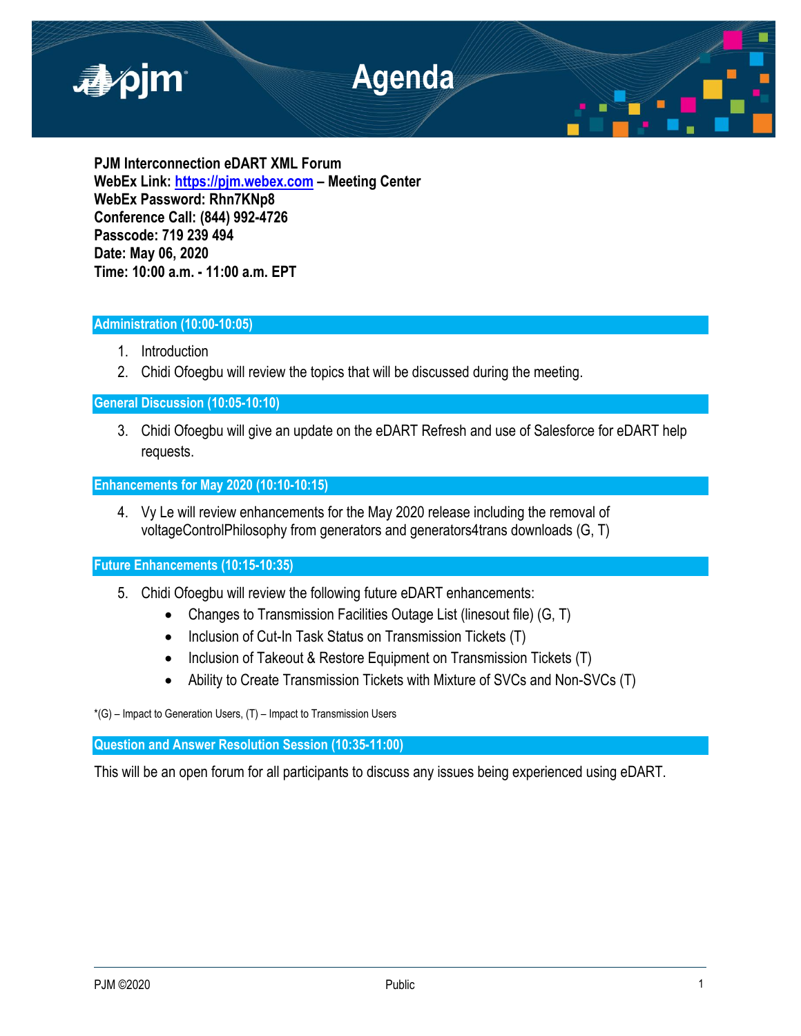# Agenda

**PJM Interconnection eDART XML Forum**
**WebEx Link: [https://pjm.webex.com](https://pjm.webex.com) – Meeting Center**
**WebEx Password: Rhn7KNp8**
**Conference Call: (844) 992-4726**
**Passcode: 719 239 494**
**Date: May 06, 2020**
**Time: 10:00 a.m. - 11:00 a.m. EPT**

## Administration (10:00-10:05)

1. Introduction
2. Chidi Ofoegbu will review the topics that will be discussed during the meeting.

## General Discussion (10:05-10:10)

3. Chidi Ofoegbu will give an update on the eDART Refresh and use of Salesforce for eDART help requests.

## Enhancements for May 2020 (10:10-10:15)

4. Vy Le will review enhancements for the May 2020 release including the removal of voltageControlPhilosophy from generators and generators4trans downloads (G, T)

## Future Enhancements (10:15-10:35)

5. Chidi Ofoegbu will review the following future eDART enhancements:
   - Changes to Transmission Facilities Outage List (linesout file) (G, T)
   - Inclusion of Cut-In Task Status on Transmission Tickets (T)
   - Inclusion of Takeout & Restore Equipment on Transmission Tickets (T)
   - Ability to Create Transmission Tickets with Mixture of SVCs and Non-SVCs (T)

*(G) – Impact to Generation Users, (T) – Impact to Transmission Users

## Question and Answer Resolution Session (10:35-11:00)

This will be an open forum for all participants to discuss any issues being experienced using eDART.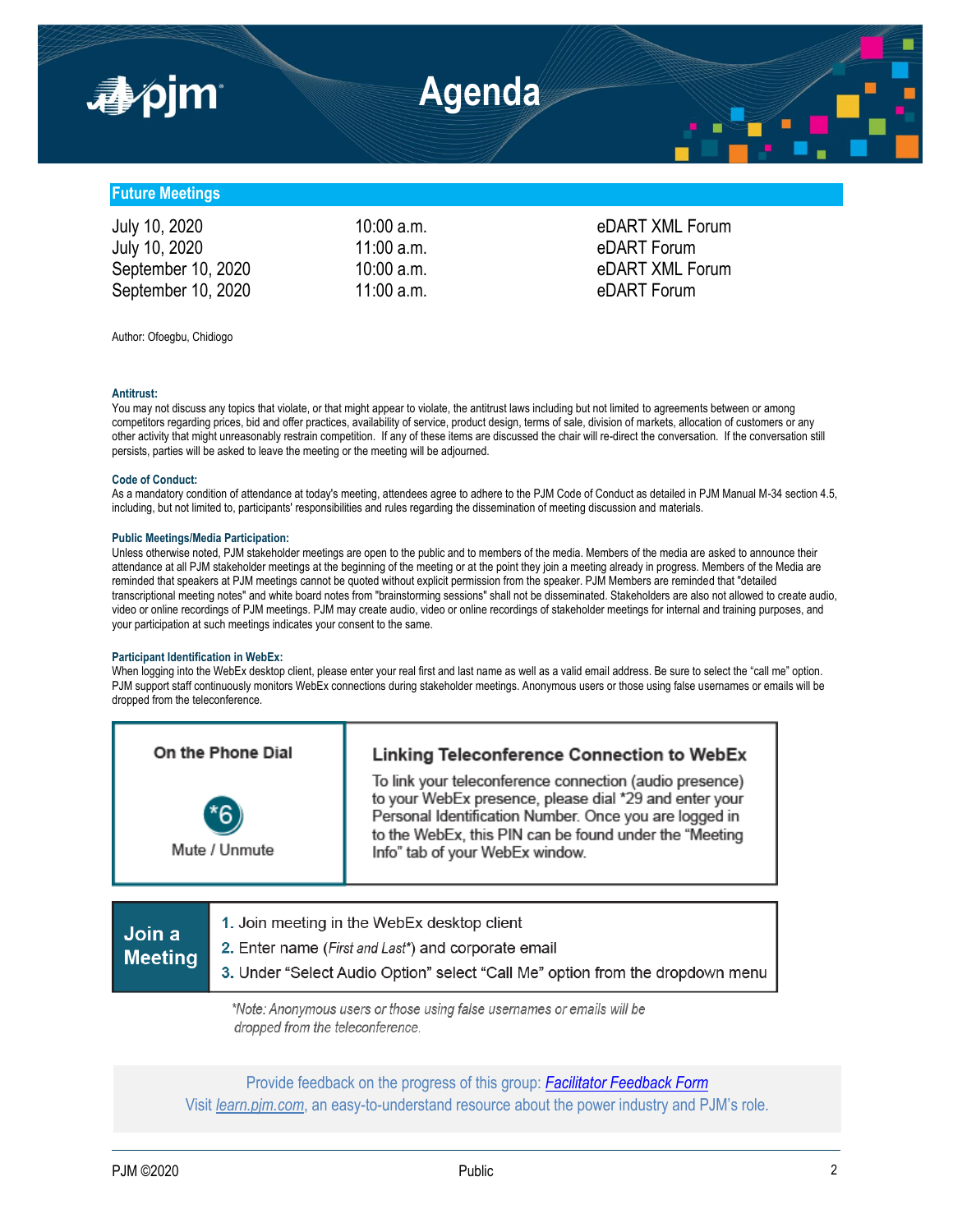## Future Meetings

| | | |
|---|---|---|
| July 10, 2020 | 10:00 a.m. | eDART XML Forum |
| July 10, 2020 | 11:00 a.m. | eDART Forum |
| September 10, 2020 | 10:00 a.m. | eDART XML Forum |
| September 10, 2020 | 11:00 a.m. | eDART Forum |

Author: Ofoegbu, Chidiogo

**Antitrust:**
You may not discuss any topics that violate, or that might appear to violate, the antitrust laws including but not limited to agreements between or among competitors regarding prices, bid and offer practices, availability of service, product design, terms of sale, division of markets, allocation of customers or any other activity that might unreasonably restrain competition. If any of these items are discussed the chair will re-direct the conversation. If the conversation still persists, parties will be asked to leave the meeting or the meeting will be adjourned.

**Code of Conduct:**
As a mandatory condition of attendance at today's meeting, attendees agree to adhere to the PJM Code of Conduct as detailed in PJM Manual M-34 section 4.5, including, but not limited to, participants' responsibilities and rules regarding the dissemination of meeting discussion and materials.

**Public Meetings/Media Participation:**
Unless otherwise noted, PJM stakeholder meetings are open to the public and to members of the media. Members of the media are asked to announce their attendance at all PJM stakeholder meetings at the beginning of the meeting or at the point they join a meeting already in progress. Members of the Media are reminded that speakers at PJM meetings cannot be quoted without explicit permission from the speaker. PJM Members are reminded that "detailed transcriptional meeting notes" and white board notes from "brainstorming sessions" shall not be disseminated. Stakeholders are also not allowed to create audio, video or online recordings of PJM meetings. PJM may create audio, video or online recordings of stakeholder meetings for internal and training purposes, and your participation at such meetings indicates your consent to the same.

**Participant Identification in WebEx:**
When logging into the WebEx desktop client, please enter your real first and last name as well as a valid email address. Be sure to select the "call me" option. PJM support staff continuously monitors WebEx connections during stakeholder meetings. Anonymous users or those using false usernames or emails will be dropped from the teleconference.

**On the Phone Dial**

*6

Mute / Unmute

**Linking Teleconference Connection to WebEx**

To link your teleconference connection (audio presence) to your WebEx presence, please dial *29 and enter your Personal Identification Number. Once you are logged in to the WebEx, this PIN can be found under the "Meeting Info" tab of your WebEx window.

**Join a Meeting**

1. Join meeting in the WebEx desktop client
2. Enter name (*First and Last*\*) and corporate email
3. Under "Select Audio Option" select "Call Me" option from the dropdown menu

*\*Note: Anonymous users or those using false usernames or emails will be dropped from the teleconference.*

Provide feedback on the progress of this group: *Facilitator Feedback Form*
Visit *learn.pjm.com*, an easy-to-understand resource about the power industry and PJM's role.